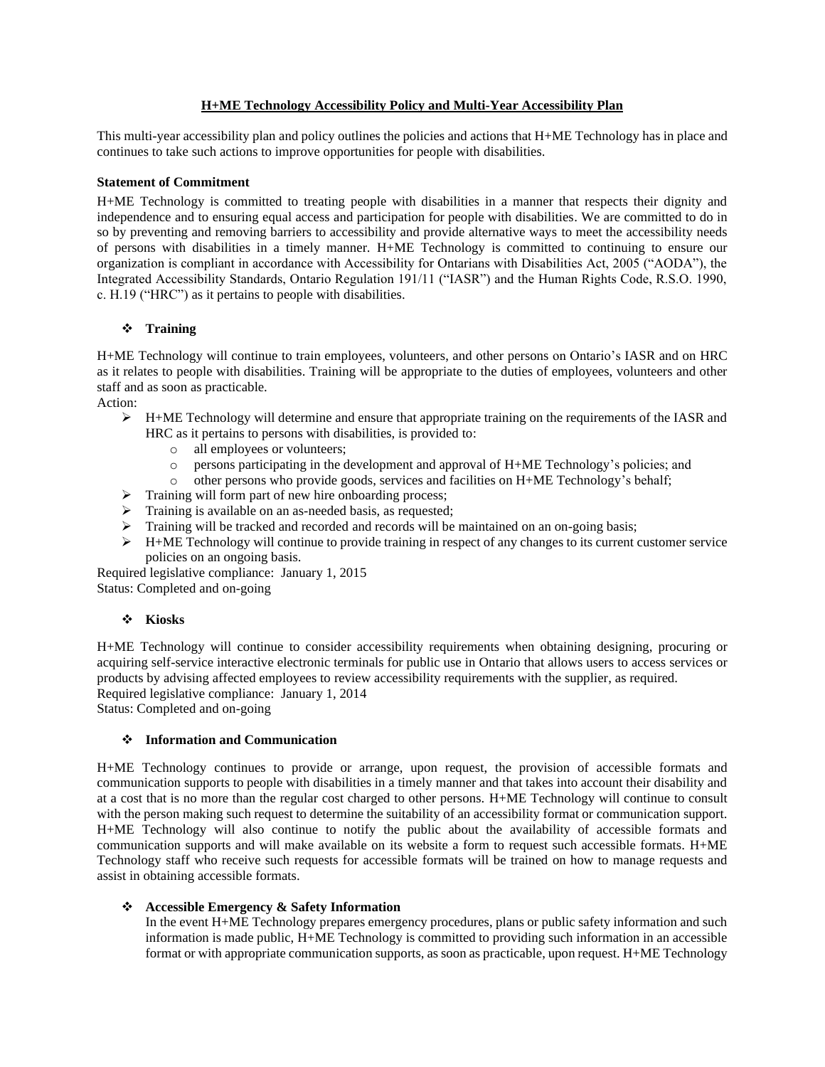# H+ME Technology Accessibility Policy and Multi-Year Accessibility Plan

This multi-year accessibility plan and policy outlines the policies and actions that H+ME Technology has in place and continues to take such actions to improve opportunities for people with disabilities.

**Statement of Commitment**

H+ME Technology is committed to treating people with disabilities in a manner that respects their dignity and independence and to ensuring equal access and participation for people with disabilities. We are committed to do in so by preventing and removing barriers to accessibility and provide alternative ways to meet the accessibility needs of persons with disabilities in a timely manner. H+ME Technology is committed to continuing to ensure our organization is compliant in accordance with Accessibility for Ontarians with Disabilities Act, 2005 ("AODA"), the Integrated Accessibility Standards, Ontario Regulation 191/11 ("IASR") and the Human Rights Code, R.S.O. 1990, c. H.19 ("HRC") as it pertains to people with disabilities.

## ❖ Training

H+ME Technology will continue to train employees, volunteers, and other persons on Ontario's IASR and on HRC as it relates to people with disabilities. Training will be appropriate to the duties of employees, volunteers and other staff and as soon as practicable.

Action:

- H+ME Technology will determine and ensure that appropriate training on the requirements of the IASR and HRC as it pertains to persons with disabilities, is provided to:
  - all employees or volunteers;
  - persons participating in the development and approval of H+ME Technology's policies; and
  - other persons who provide goods, services and facilities on H+ME Technology's behalf;
- Training will form part of new hire onboarding process;
- Training is available on an as-needed basis, as requested;
- Training will be tracked and recorded and records will be maintained on an on-going basis;
- H+ME Technology will continue to provide training in respect of any changes to its current customer service policies on an ongoing basis.

Required legislative compliance: January 1, 2015
Status: Completed and on-going

## ❖ Kiosks

H+ME Technology will continue to consider accessibility requirements when obtaining designing, procuring or acquiring self-service interactive electronic terminals for public use in Ontario that allows users to access services or products by advising affected employees to review accessibility requirements with the supplier, as required.
Required legislative compliance: January 1, 2014
Status: Completed and on-going

## ❖ Information and Communication

H+ME Technology continues to provide or arrange, upon request, the provision of accessible formats and communication supports to people with disabilities in a timely manner and that takes into account their disability and at a cost that is no more than the regular cost charged to other persons. H+ME Technology will continue to consult with the person making such request to determine the suitability of an accessibility format or communication support. H+ME Technology will also continue to notify the public about the availability of accessible formats and communication supports and will make available on its website a form to request such accessible formats. H+ME Technology staff who receive such requests for accessible formats will be trained on how to manage requests and assist in obtaining accessible formats.

## ❖ Accessible Emergency & Safety Information

In the event H+ME Technology prepares emergency procedures, plans or public safety information and such information is made public, H+ME Technology is committed to providing such information in an accessible format or with appropriate communication supports, as soon as practicable, upon request. H+ME Technology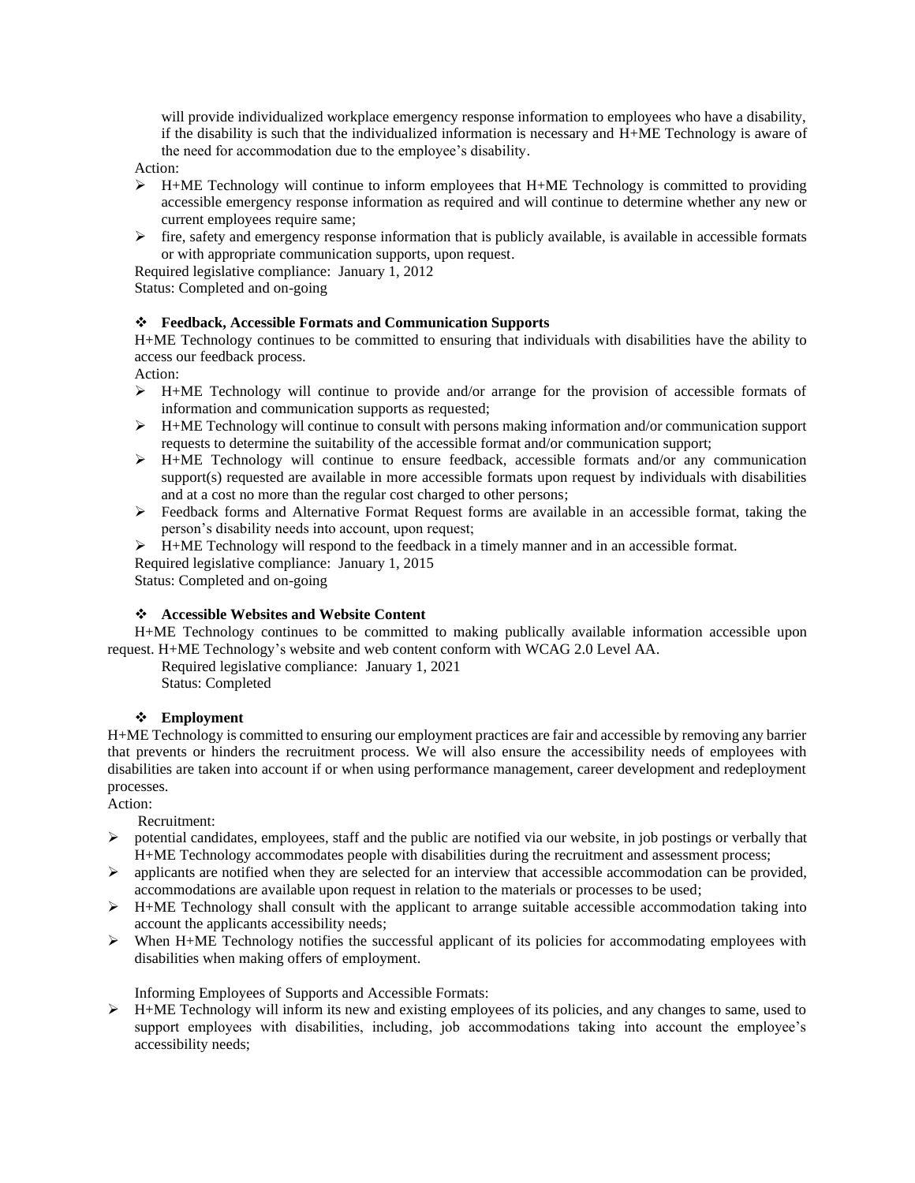will provide individualized workplace emergency response information to employees who have a disability, if the disability is such that the individualized information is necessary and H+ME Technology is aware of the need for accommodation due to the employee's disability.

Action:

- H+ME Technology will continue to inform employees that H+ME Technology is committed to providing accessible emergency response information as required and will continue to determine whether any new or current employees require same;
- fire, safety and emergency response information that is publicly available, is available in accessible formats or with appropriate communication supports, upon request.

Required legislative compliance: January 1, 2012

Status: Completed and on-going

- **Feedback, Accessible Formats and Communication Supports**

H+ME Technology continues to be committed to ensuring that individuals with disabilities have the ability to access our feedback process.

Action:

- H+ME Technology will continue to provide and/or arrange for the provision of accessible formats of information and communication supports as requested;
- H+ME Technology will continue to consult with persons making information and/or communication support requests to determine the suitability of the accessible format and/or communication support;
- H+ME Technology will continue to ensure feedback, accessible formats and/or any communication support(s) requested are available in more accessible formats upon request by individuals with disabilities and at a cost no more than the regular cost charged to other persons;
- Feedback forms and Alternative Format Request forms are available in an accessible format, taking the person's disability needs into account, upon request;
- H+ME Technology will respond to the feedback in a timely manner and in an accessible format.

Required legislative compliance: January 1, 2015

Status: Completed and on-going

- **Accessible Websites and Website Content**

H+ME Technology continues to be committed to making publically available information accessible upon request. H+ME Technology's website and web content conform with WCAG 2.0 Level AA.

Required legislative compliance: January 1, 2021

Status: Completed

- **Employment**

H+ME Technology is committed to ensuring our employment practices are fair and accessible by removing any barrier that prevents or hinders the recruitment process. We will also ensure the accessibility needs of employees with disabilities are taken into account if or when using performance management, career development and redeployment processes.

Action:

Recruitment:

- potential candidates, employees, staff and the public are notified via our website, in job postings or verbally that H+ME Technology accommodates people with disabilities during the recruitment and assessment process;
- applicants are notified when they are selected for an interview that accessible accommodation can be provided, accommodations are available upon request in relation to the materials or processes to be used;
- H+ME Technology shall consult with the applicant to arrange suitable accessible accommodation taking into account the applicants accessibility needs;
- When H+ME Technology notifies the successful applicant of its policies for accommodating employees with disabilities when making offers of employment.

Informing Employees of Supports and Accessible Formats:

- H+ME Technology will inform its new and existing employees of its policies, and any changes to same, used to support employees with disabilities, including, job accommodations taking into account the employee's accessibility needs;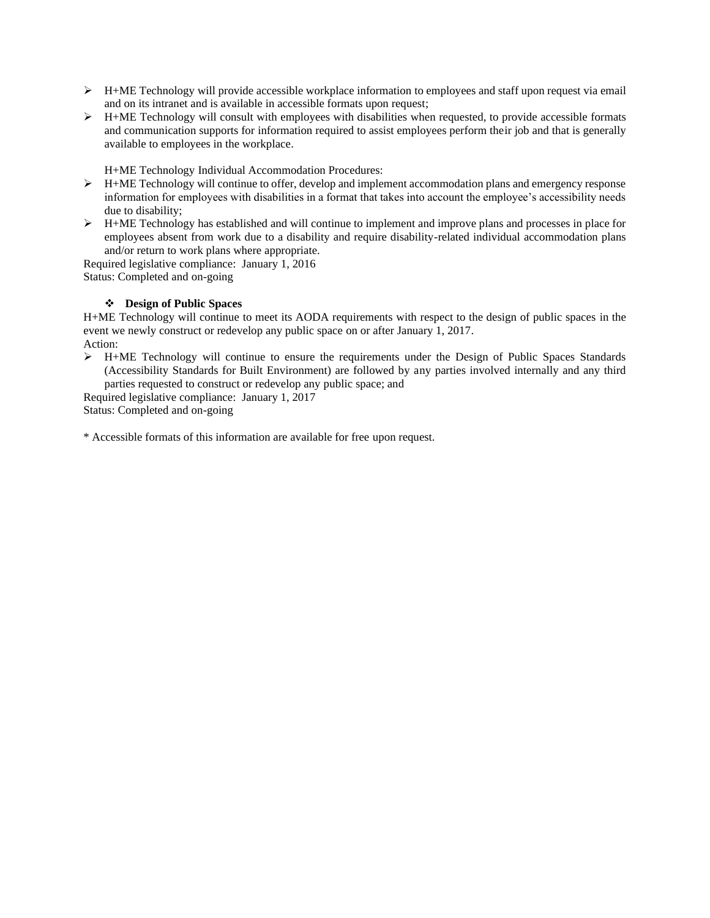- H+ME Technology will provide accessible workplace information to employees and staff upon request via email and on its intranet and is available in accessible formats upon request;
- H+ME Technology will consult with employees with disabilities when requested, to provide accessible formats and communication supports for information required to assist employees perform their job and that is generally available to employees in the workplace.

H+ME Technology Individual Accommodation Procedures:

- H+ME Technology will continue to offer, develop and implement accommodation plans and emergency response information for employees with disabilities in a format that takes into account the employee's accessibility needs due to disability;
- H+ME Technology has established and will continue to implement and improve plans and processes in place for employees absent from work due to a disability and require disability-related individual accommodation plans and/or return to work plans where appropriate.

Required legislative compliance: January 1, 2016
Status: Completed and on-going

- **Design of Public Spaces**

H+ME Technology will continue to meet its AODA requirements with respect to the design of public spaces in the event we newly construct or redevelop any public space on or after January 1, 2017.
Action:

- H+ME Technology will continue to ensure the requirements under the Design of Public Spaces Standards (Accessibility Standards for Built Environment) are followed by any parties involved internally and any third parties requested to construct or redevelop any public space; and

Required legislative compliance: January 1, 2017
Status: Completed and on-going

* Accessible formats of this information are available for free upon request.